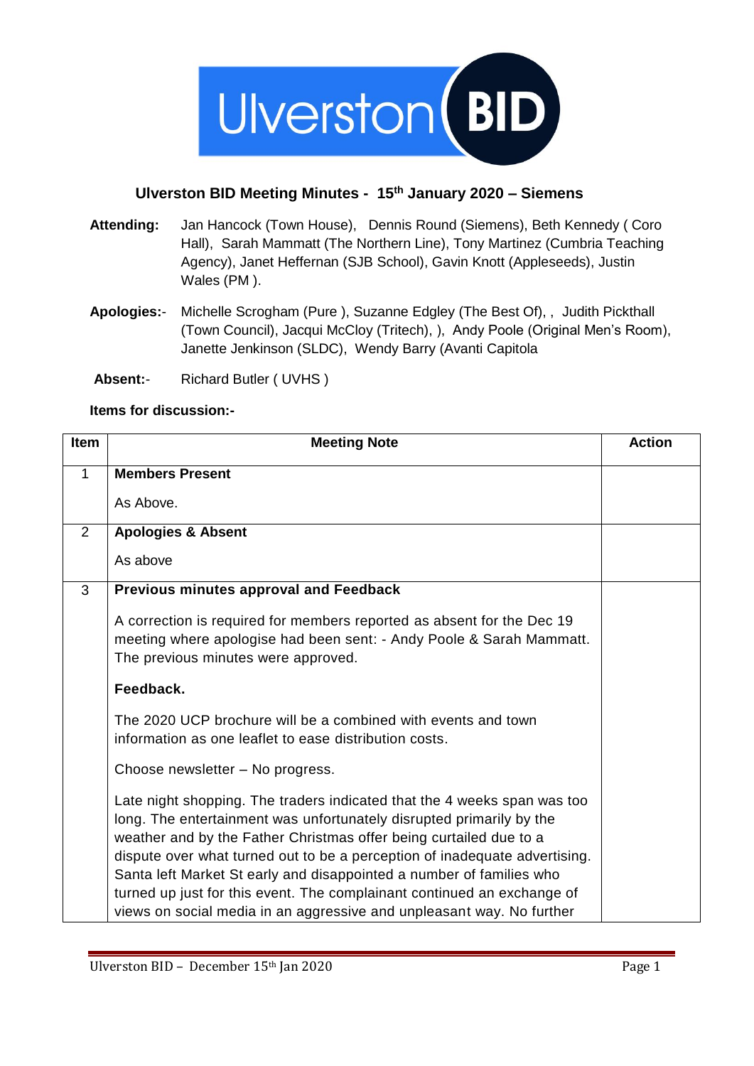Ulverston BID

## Ulverston BID Meeting Minutes - 15th January 2020 – Siemens

**Attending:** Jan Hancock (Town House), Dennis Round (Siemens), Beth Kennedy ( Coro Hall), Sarah Mammatt (The Northern Line), Tony Martinez (Cumbria Teaching Agency), Janet Heffernan (SJB School), Gavin Knott (Appleseeds), Justin Wales (PM ).

**Apologies:**- Michelle Scrogham (Pure ), Suzanne Edgley (The Best Of), , Judith Pickthall (Town Council), Jacqui McCloy (Tritech), ), Andy Poole (Original Men's Room), Janette Jenkinson (SLDC), Wendy Barry (Avanti Capitola

**Absent:**- Richard Butler ( UVHS )

**Items for discussion:-**

| Item | Meeting Note | Action |
|---|---|---|
| 1 | **Members Present**<br><br>As Above. | |
| 2 | **Apologies & Absent**<br><br>As above | |
| 3 | **Previous minutes approval and Feedback**<br><br>A correction is required for members reported as absent for the Dec 19 meeting where apologise had been sent: - Andy Poole & Sarah Mammatt. The previous minutes were approved.<br><br>**Feedback.**<br><br>The 2020 UCP brochure will be a combined with events and town information as one leaflet to ease distribution costs.<br><br>Choose newsletter – No progress.<br><br>Late night shopping. The traders indicated that the 4 weeks span was too long. The entertainment was unfortunately disrupted primarily by the weather and by the Father Christmas offer being curtailed due to a dispute over what turned out to be a perception of inadequate advertising. Santa left Market St early and disappointed a number of families who turned up just for this event. The complainant continued an exchange of views on social media in an aggressive and unpleasant way. No further | |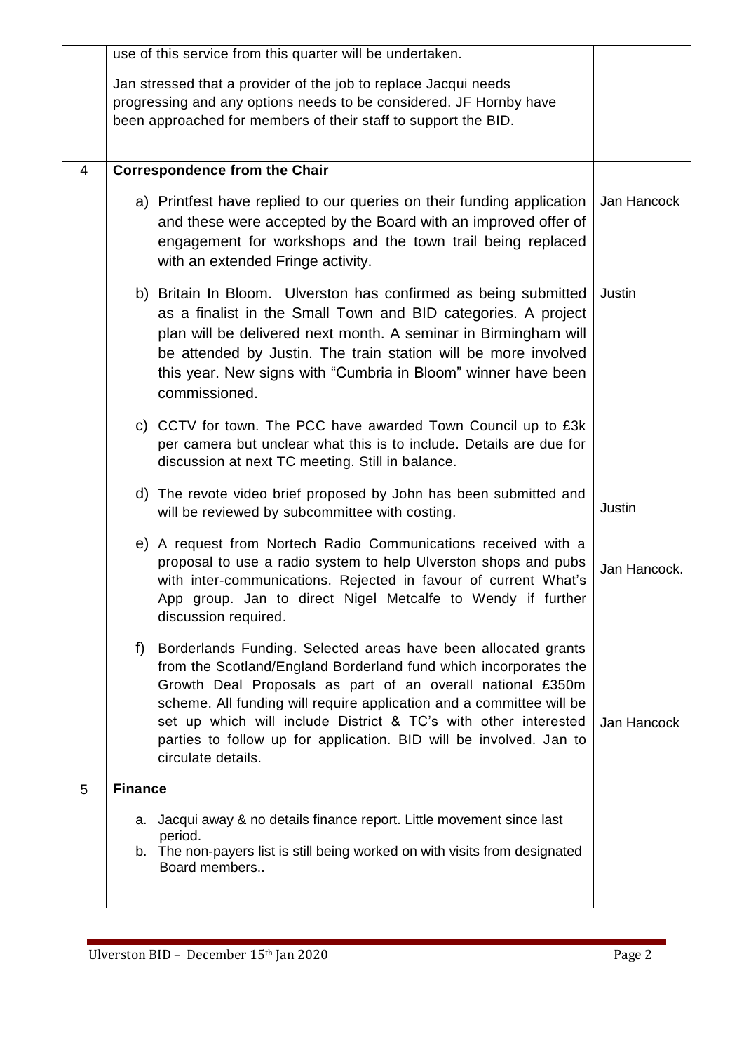| | | |
|---|---|---|
| | use of this service from this quarter will be undertaken.<br><br>Jan stressed that a provider of the job to replace Jacqui needs progressing and any options needs to be considered. JF Hornby have been approached for members of their staff to support the BID. | |
| 4 | **Correspondence from the Chair** | |
| | a) Printfest have replied to our queries on their funding application and these were accepted by the Board with an improved offer of engagement for workshops and the town trail being replaced with an extended Fringe activity. | Jan Hancock |
| | b) Britain In Bloom. Ulverston has confirmed as being submitted as a finalist in the Small Town and BID categories. A project plan will be delivered next month. A seminar in Birmingham will be attended by Justin. The train station will be more involved this year. New signs with "Cumbria in Bloom" winner have been commissioned. | Justin |
| | c) CCTV for town. The PCC have awarded Town Council up to £3k per camera but unclear what this is to include. Details are due for discussion at next TC meeting. Still in balance. | |
| | d) The revote video brief proposed by John has been submitted and will be reviewed by subcommittee with costing. | Justin |
| | e) A request from Nortech Radio Communications received with a proposal to use a radio system to help Ulverston shops and pubs with inter-communications. Rejected in favour of current What's App group. Jan to direct Nigel Metcalfe to Wendy if further discussion required. | Jan Hancock. |
| | f) Borderlands Funding. Selected areas have been allocated grants from the Scotland/England Borderland fund which incorporates the Growth Deal Proposals as part of an overall national £350m scheme. All funding will require application and a committee will be set up which will include District & TC's with other interested parties to follow up for application. BID will be involved. Jan to circulate details. | Jan Hancock |
| 5 | **Finance**<br><br>a. Jacqui away & no details finance report. Little movement since last period.<br>b. The non-payers list is still being worked on with visits from designated Board members.. | |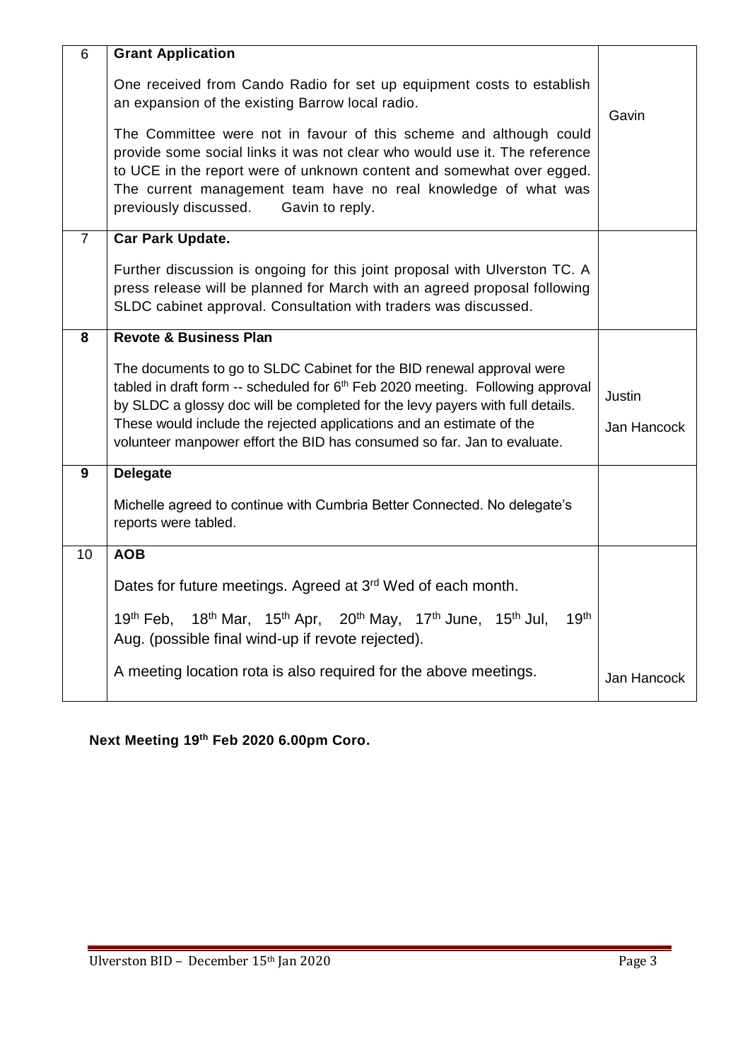| | | |
|---|---|---|
| 6 | **Grant Application**<br><br>One received from Cando Radio for set up equipment costs to establish an expansion of the existing Barrow local radio.<br><br>The Committee were not in favour of this scheme and although could provide some social links it was not clear who would use it. The reference to UCE in the report were of unknown content and somewhat over egged. The current management team have no real knowledge of what was previously discussed. Gavin to reply. | Gavin |
| 7 | **Car Park Update.**<br><br>Further discussion is ongoing for this joint proposal with Ulverston TC. A press release will be planned for March with an agreed proposal following SLDC cabinet approval. Consultation with traders was discussed. | |
| **8** | **Revote & Business Plan**<br><br>The documents to go to SLDC Cabinet for the BID renewal approval were tabled in draft form -- scheduled for 6th Feb 2020 meeting. Following approval by SLDC a glossy doc will be completed for the levy payers with full details. These would include the rejected applications and an estimate of the volunteer manpower effort the BID has consumed so far. Jan to evaluate. | Justin<br><br>Jan Hancock |
| **9** | **Delegate**<br><br>Michelle agreed to continue with Cumbria Better Connected. No delegate's reports were tabled. | |
| 10 | **AOB**<br><br>Dates for future meetings. Agreed at 3rd Wed of each month.<br><br>19th Feb, 18th Mar, 15th Apr, 20th May, 17th June, 15th Jul, 19th Aug. (possible final wind-up if revote rejected).<br><br>A meeting location rota is also required for the above meetings. | Jan Hancock |

**Next Meeting 19th Feb 2020 6.00pm Coro.**